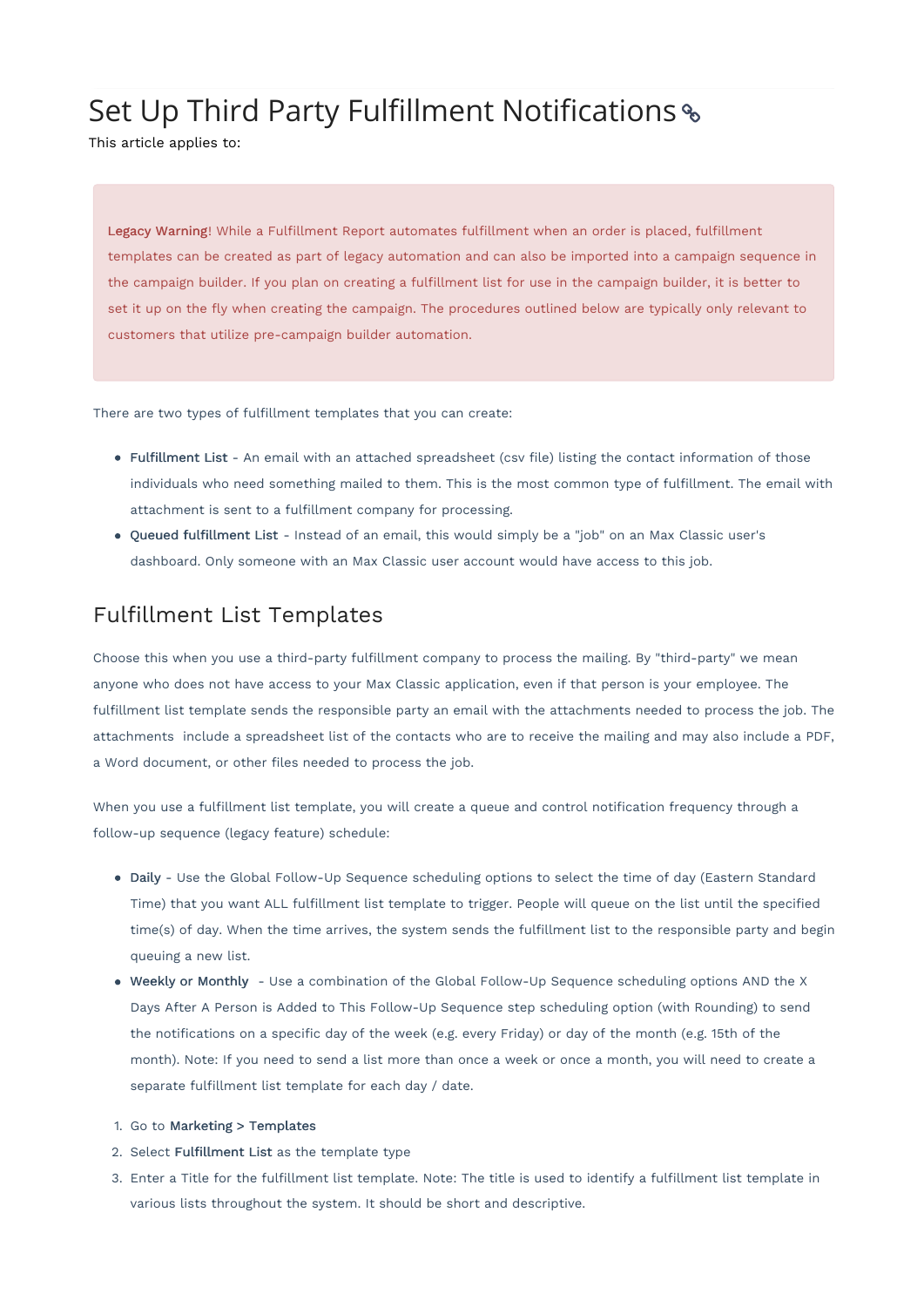# Set Up Third Party Fulfillment Notifications

This article applies to:

> **Legacy Warning**! While a Fulfillment Report automates fulfillment when an order is placed, fulfillment templates can be created as part of legacy automation and can also be imported into a campaign sequence in the campaign builder. If you plan on creating a fulfillment list for use in the campaign builder, it is better to set it up on the fly when creating the campaign. The procedures outlined below are typically only relevant to customers that utilize pre-campaign builder automation.

There are two types of fulfillment templates that you can create:

- **Fulfillment List** - An email with an attached spreadsheet (csv file) listing the contact information of those individuals who need something mailed to them. This is the most common type of fulfillment. The email with attachment is sent to a fulfillment company for processing.
- **Queued fulfillment List** - Instead of an email, this would simply be a "job" on an Max Classic user's dashboard. Only someone with an Max Classic user account would have access to this job.

## Fulfillment List Templates

Choose this when you use a third-party fulfillment company to process the mailing. By "third-party" we mean anyone who does not have access to your Max Classic application, even if that person is your employee. The fulfillment list template sends the responsible party an email with the attachments needed to process the job. The attachments include a spreadsheet list of the contacts who are to receive the mailing and may also include a PDF, a Word document, or other files needed to process the job.

When you use a fulfillment list template, you will create a queue and control notification frequency through a follow-up sequence (legacy feature) schedule:

- **Daily** - Use the Global Follow-Up Sequence scheduling options to select the time of day (Eastern Standard Time) that you want ALL fulfillment list template to trigger. People will queue on the list until the specified time(s) of day. When the time arrives, the system sends the fulfillment list to the responsible party and begin queuing a new list.
- **Weekly or Monthly** - Use a combination of the Global Follow-Up Sequence scheduling options AND the X Days After A Person is Added to This Follow-Up Sequence step scheduling option (with Rounding) to send the notifications on a specific day of the week (e.g. every Friday) or day of the month (e.g. 15th of the month). Note: If you need to send a list more than once a week or once a month, you will need to create a separate fulfillment list template for each day / date.

1. Go to **Marketing > Templates**
2. Select **Fulfillment List** as the template type
3. Enter a Title for the fulfillment list template. Note: The title is used to identify a fulfillment list template in various lists throughout the system. It should be short and descriptive.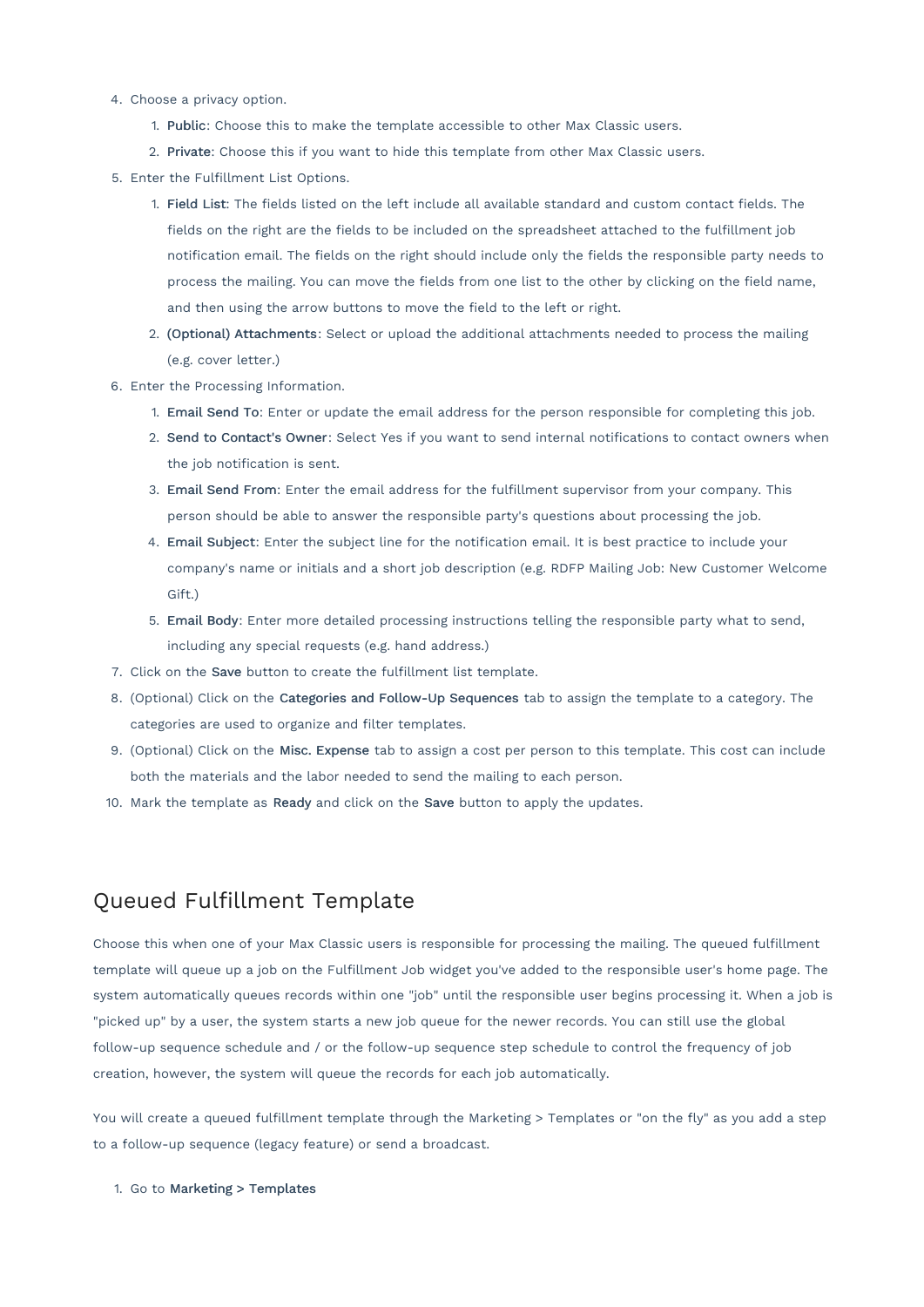4. Choose a privacy option.
    1. **Public**: Choose this to make the template accessible to other Max Classic users.
    2. **Private**: Choose this if you want to hide this template from other Max Classic users.
5. Enter the Fulfillment List Options.
    1. **Field List**: The fields listed on the left include all available standard and custom contact fields. The fields on the right are the fields to be included on the spreadsheet attached to the fulfillment job notification email. The fields on the right should include only the fields the responsible party needs to process the mailing. You can move the fields from one list to the other by clicking on the field name, and then using the arrow buttons to move the field to the left or right.
    2. **(Optional) Attachments**: Select or upload the additional attachments needed to process the mailing (e.g. cover letter.)
6. Enter the Processing Information.
    1. **Email Send To**: Enter or update the email address for the person responsible for completing this job.
    2. **Send to Contact's Owner**: Select Yes if you want to send internal notifications to contact owners when the job notification is sent.
    3. **Email Send From**: Enter the email address for the fulfillment supervisor from your company. This person should be able to answer the responsible party's questions about processing the job.
    4. **Email Subject**: Enter the subject line for the notification email. It is best practice to include your company's name or initials and a short job description (e.g. RDFP Mailing Job: New Customer Welcome Gift.)
    5. **Email Body**: Enter more detailed processing instructions telling the responsible party what to send, including any special requests (e.g. hand address.)
7. Click on the **Save** button to create the fulfillment list template.
8. (Optional) Click on the **Categories and Follow-Up Sequences** tab to assign the template to a category. The categories are used to organize and filter templates.
9. (Optional) Click on the **Misc. Expense** tab to assign a cost per person to this template. This cost can include both the materials and the labor needed to send the mailing to each person.
10. Mark the template as **Ready** and click on the **Save** button to apply the updates.

## Queued Fulfillment Template

Choose this when one of your Max Classic users is responsible for processing the mailing. The queued fulfillment template will queue up a job on the Fulfillment Job widget you've added to the responsible user's home page. The system automatically queues records within one "job" until the responsible user begins processing it. When a job is "picked up" by a user, the system starts a new job queue for the newer records. You can still use the global follow-up sequence schedule and / or the follow-up sequence step schedule to control the frequency of job creation, however, the system will queue the records for each job automatically.

You will create a queued fulfillment template through the Marketing > Templates or "on the fly" as you add a step to a follow-up sequence (legacy feature) or send a broadcast.

1. Go to **Marketing > Templates**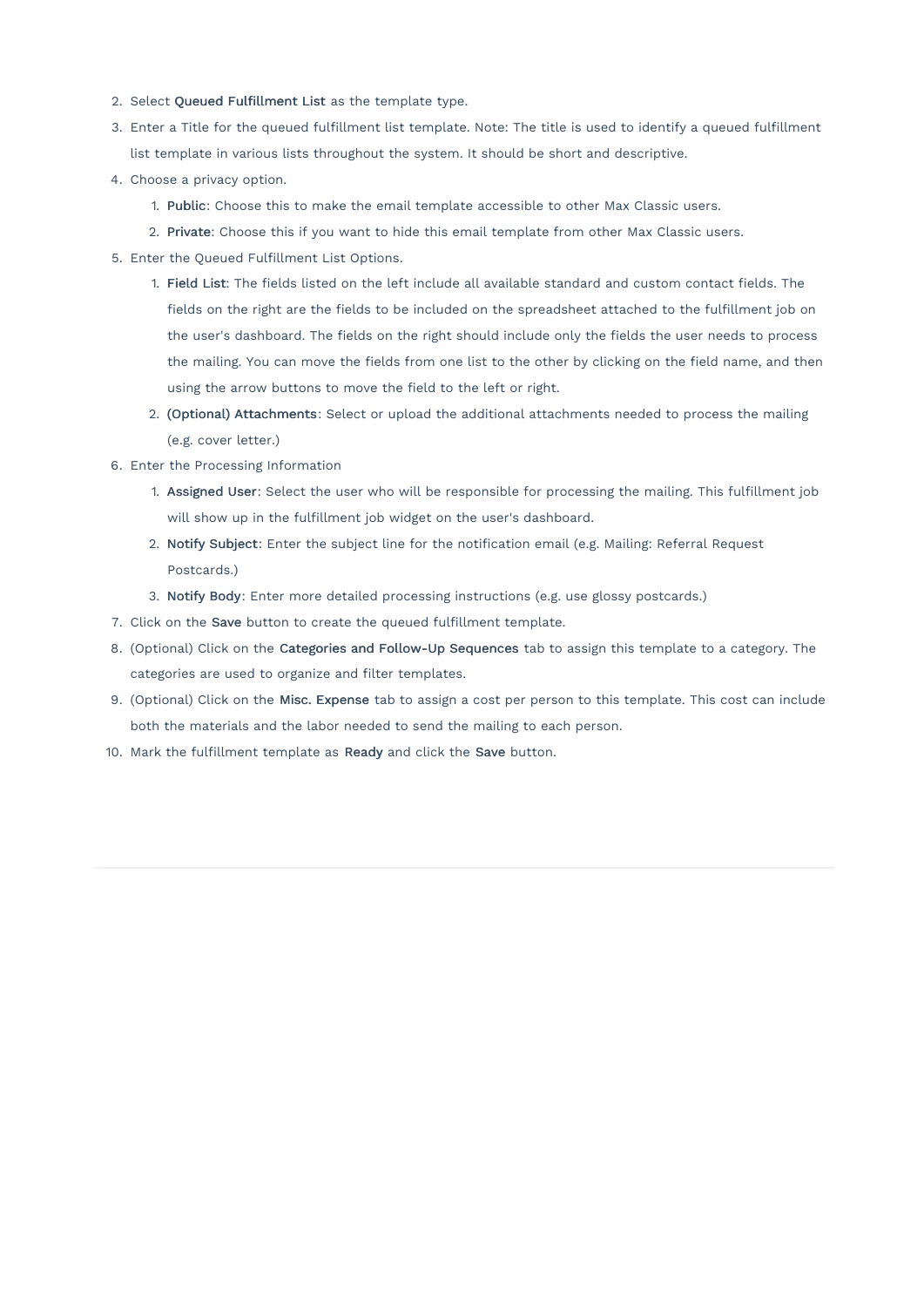2. Select **Queued Fulfillment List** as the template type.
3. Enter a Title for the queued fulfillment list template. Note: The title is used to identify a queued fulfillment list template in various lists throughout the system. It should be short and descriptive.
4. Choose a privacy option.
    1. **Public**: Choose this to make the email template accessible to other Max Classic users.
    2. **Private**: Choose this if you want to hide this email template from other Max Classic users.
5. Enter the Queued Fulfillment List Options.
    1. **Field List**: The fields listed on the left include all available standard and custom contact fields. The fields on the right are the fields to be included on the spreadsheet attached to the fulfillment job on the user's dashboard. The fields on the right should include only the fields the user needs to process the mailing. You can move the fields from one list to the other by clicking on the field name, and then using the arrow buttons to move the field to the left or right.
    2. **(Optional) Attachments**: Select or upload the additional attachments needed to process the mailing (e.g. cover letter.)
6. Enter the Processing Information
    1. **Assigned User**: Select the user who will be responsible for processing the mailing. This fulfillment job will show up in the fulfillment job widget on the user's dashboard.
    2. **Notify Subject**: Enter the subject line for the notification email (e.g. Mailing: Referral Request Postcards.)
    3. **Notify Body**: Enter more detailed processing instructions (e.g. use glossy postcards.)
7. Click on the **Save** button to create the queued fulfillment template.
8. (Optional) Click on the **Categories and Follow-Up Sequences** tab to assign this template to a category. The categories are used to organize and filter templates.
9. (Optional) Click on the **Misc. Expense** tab to assign a cost per person to this template. This cost can include both the materials and the labor needed to send the mailing to each person.
10. Mark the fulfillment template as **Ready** and click the **Save** button.